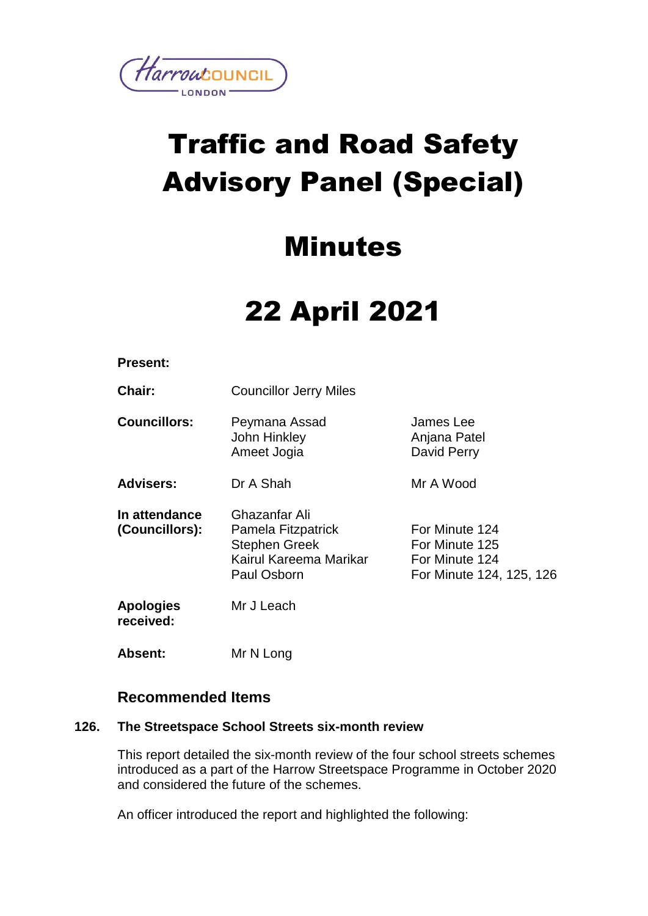# Traffic and Road Safety Advisory Panel (Special)

# Minutes

# 22 April 2021

**Present:**

| | | |
|---|---|---|
| **Chair:** | Councillor Jerry Miles | |
| **Councillors:** | Peymana Assad<br>John Hinkley<br>Ameet Jogia | James Lee<br>Anjana Patel<br>David Perry |
| **Advisers:** | Dr A Shah | Mr A Wood |
| **In attendance (Councillors):** | Ghazanfar Ali<br>Pamela Fitzpatrick<br>Stephen Greek<br>Kairul Kareema Marikar<br>Paul Osborn | <br>For Minute 124<br>For Minute 125<br>For Minute 124<br>For Minute 124, 125, 126 |
| **Apologies received:** | Mr J Leach | |
| **Absent:** | Mr N Long | |

## Recommended Items

### 126. The Streetspace School Streets six-month review

This report detailed the six-month review of the four school streets schemes introduced as a part of the Harrow Streetspace Programme in October 2020 and considered the future of the schemes.

An officer introduced the report and highlighted the following: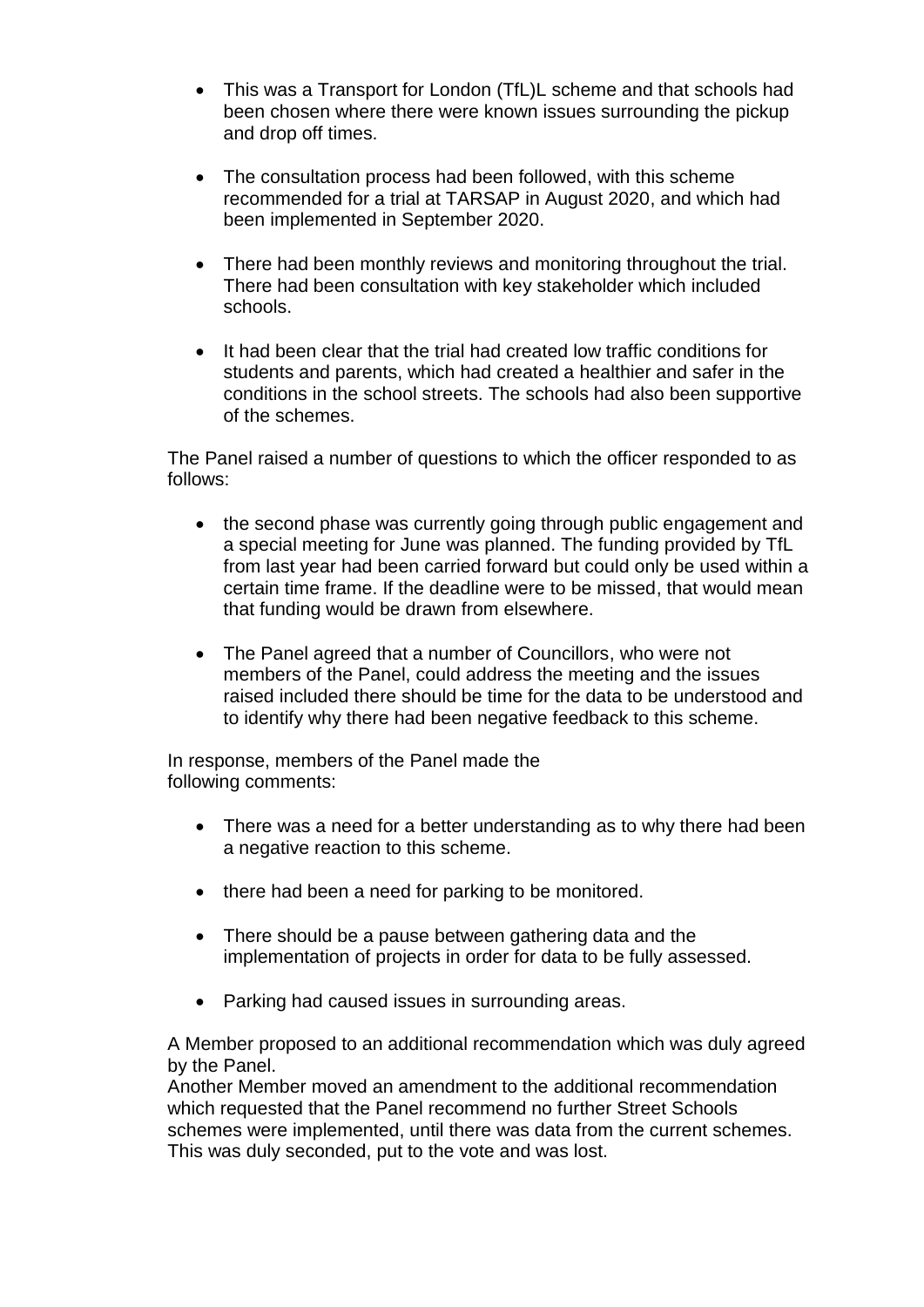- This was a Transport for London (TfL)L scheme and that schools had been chosen where there were known issues surrounding the pickup and drop off times.

- The consultation process had been followed, with this scheme recommended for a trial at TARSAP in August 2020, and which had been implemented in September 2020.

- There had been monthly reviews and monitoring throughout the trial. There had been consultation with key stakeholder which included schools.

- It had been clear that the trial had created low traffic conditions for students and parents, which had created a healthier and safer in the conditions in the school streets. The schools had also been supportive of the schemes.

The Panel raised a number of questions to which the officer responded to as follows:

- the second phase was currently going through public engagement and a special meeting for June was planned. The funding provided by TfL from last year had been carried forward but could only be used within a certain time frame. If the deadline were to be missed, that would mean that funding would be drawn from elsewhere.

- The Panel agreed that a number of Councillors, who were not members of the Panel, could address the meeting and the issues raised included there should be time for the data to be understood and to identify why there had been negative feedback to this scheme.

In response, members of the Panel made the following comments:

- There was a need for a better understanding as to why there had been a negative reaction to this scheme.

- there had been a need for parking to be monitored.

- There should be a pause between gathering data and the implementation of projects in order for data to be fully assessed.

- Parking had caused issues in surrounding areas.

A Member proposed to an additional recommendation which was duly agreed by the Panel.
Another Member moved an amendment to the additional recommendation which requested that the Panel recommend no further Street Schools schemes were implemented, until there was data from the current schemes. This was duly seconded, put to the vote and was lost.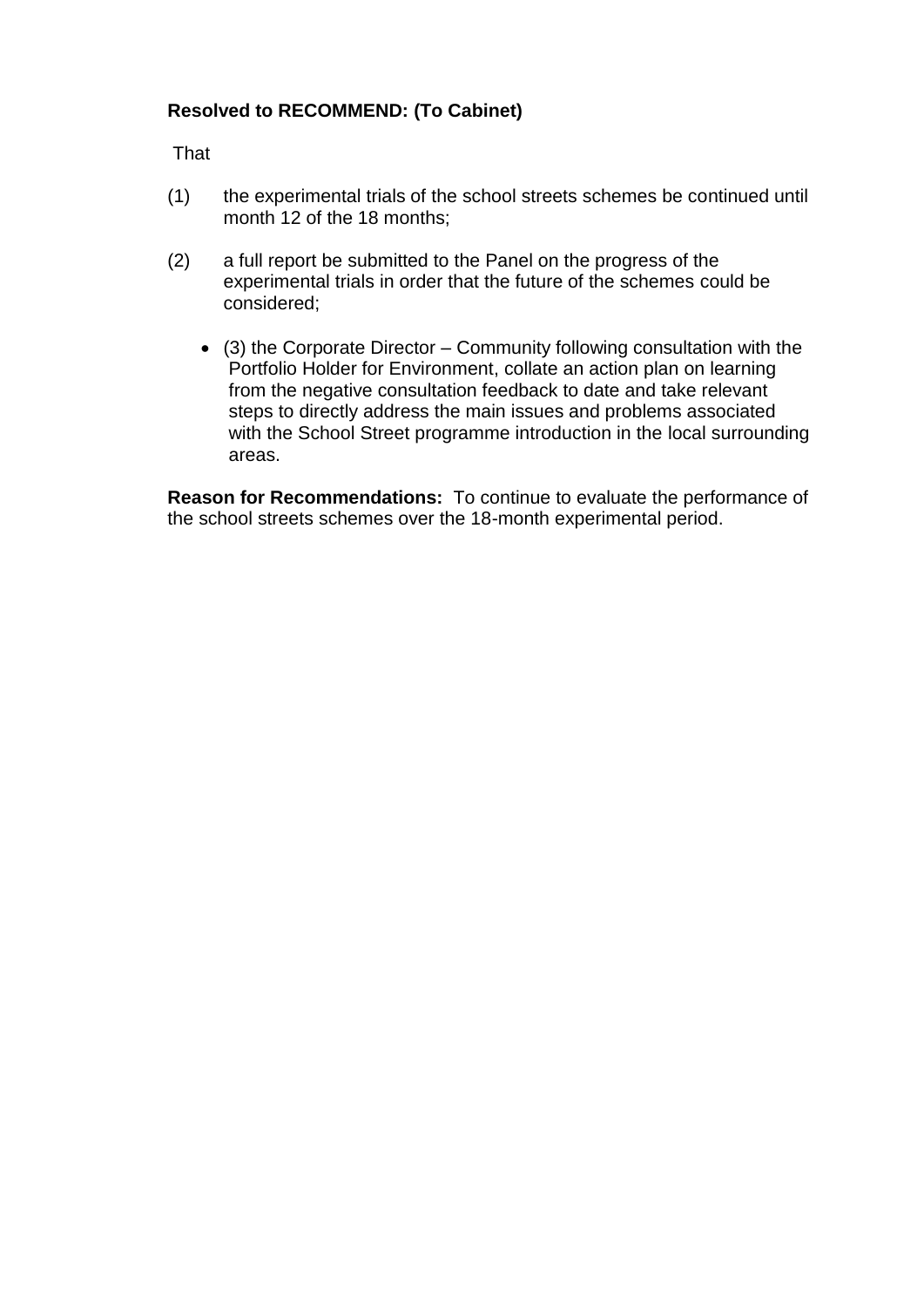**Resolved to RECOMMEND: (To Cabinet)**

That

(1) the experimental trials of the school streets schemes be continued until month 12 of the 18 months;

(2) a full report be submitted to the Panel on the progress of the experimental trials in order that the future of the schemes could be considered;

- (3) the Corporate Director – Community following consultation with the Portfolio Holder for Environment, collate an action plan on learning from the negative consultation feedback to date and take relevant steps to directly address the main issues and problems associated with the School Street programme introduction in the local surrounding areas.

**Reason for Recommendations:** To continue to evaluate the performance of the school streets schemes over the 18-month experimental period.